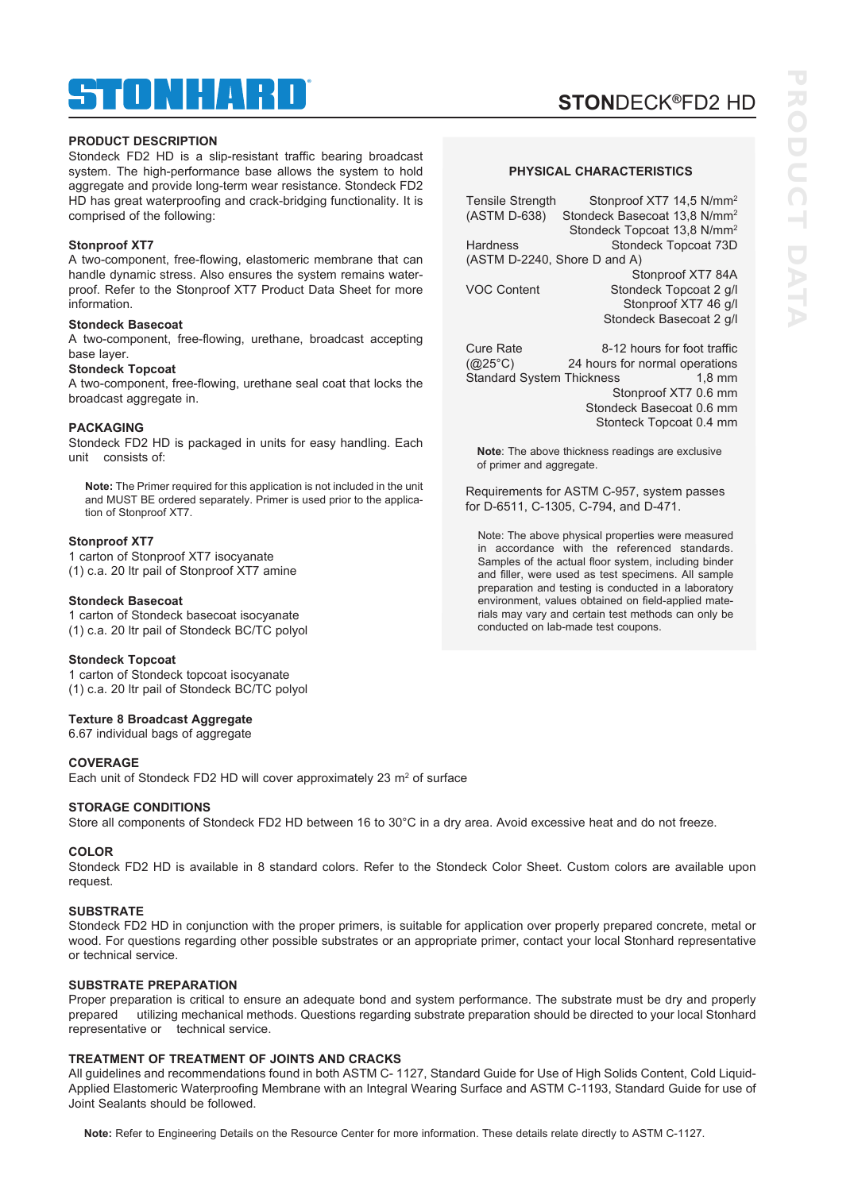# STONHARD

## STONDECK®FD2 HD

### PRODUCT DESCRIPTION

Stondeck FD2 HD is a slip-resistant traffic bearing broadcast system. The high-performance base allows the system to hold aggregate and provide long-term wear resistance. Stondeck FD2 HD has great waterproofing and crack-bridging functionality. It is comprised of the following:

**Stonproof XT7**
A two-component, free-flowing, elastomeric membrane that can handle dynamic stress. Also ensures the system remains waterproof. Refer to the Stonproof XT7 Product Data Sheet for more information.

**Stondeck Basecoat**
A two-component, free-flowing, urethane, broadcast accepting base layer.

**Stondeck Topcoat**
A two-component, free-flowing, urethane seal coat that locks the broadcast aggregate in.

### PACKAGING

Stondeck FD2 HD is packaged in units for easy handling. Each unit consists of:

**Note:** The Primer required for this application is not included in the unit and MUST BE ordered separately. Primer is used prior to the application of Stonproof XT7.

**Stonproof XT7**
1 carton of Stonproof XT7 isocyanate
(1) c.a. 20 ltr pail of Stonproof XT7 amine

**Stondeck Basecoat**
1 carton of Stondeck basecoat isocyanate
(1) c.a. 20 ltr pail of Stondeck BC/TC polyol

**Stondeck Topcoat**
1 carton of Stondeck topcoat isocyanate
(1) c.a. 20 ltr pail of Stondeck BC/TC polyol

**Texture 8 Broadcast Aggregate**
6.67 individual bags of aggregate

### PHYSICAL CHARACTERISTICS

| Property | Value |
|---|---|
| Tensile Strength (ASTM D-638) | Stonproof XT7 14,5 N/mm$^2$ |
| | Stondeck Basecoat 13,8 N/mm$^2$ |
| | Stondeck Topcoat 13,8 N/mm$^2$ |
| Hardness (ASTM D-2240, Shore D and A) | Stondeck Topcoat 73D |
| | Stonproof XT7 84A |
| VOC Content | Stondeck Topcoat 2 g/l |
| | Stonproof XT7 46 g/l |
| | Stondeck Basecoat 2 g/l |
| Cure Rate (@25°C) | 8-12 hours for foot traffic |
| | 24 hours for normal operations |
| Standard System Thickness | 1,8 mm |
| | Stonproof XT7 0.6 mm |
| | Stondeck Basecoat 0.6 mm |
| | Stonteck Topcoat 0.4 mm |

**Note**: The above thickness readings are exclusive of primer and aggregate.

Requirements for ASTM C-957, system passes for D-6511, C-1305, C-794, and D-471.

Note: The above physical properties were measured in accordance with the referenced standards. Samples of the actual floor system, including binder and filler, were used as test specimens. All sample preparation and testing is conducted in a laboratory environment, values obtained on field-applied materials may vary and certain test methods can only be conducted on lab-made test coupons.

### COVERAGE

Each unit of Stondeck FD2 HD will cover approximately 23 m$^2$ of surface

### STORAGE CONDITIONS

Store all components of Stondeck FD2 HD between 16 to 30°C in a dry area. Avoid excessive heat and do not freeze.

### COLOR

Stondeck FD2 HD is available in 8 standard colors. Refer to the Stondeck Color Sheet. Custom colors are available upon request.

### SUBSTRATE

Stondeck FD2 HD in conjunction with the proper primers, is suitable for application over properly prepared concrete, metal or wood. For questions regarding other possible substrates or an appropriate primer, contact your local Stonhard representative or technical service.

### SUBSTRATE PREPARATION

Proper preparation is critical to ensure an adequate bond and system performance. The substrate must be dry and properly prepared utilizing mechanical methods. Questions regarding substrate preparation should be directed to your local Stonhard representative or technical service.

### TREATMENT OF TREATMENT OF JOINTS AND CRACKS

All guidelines and recommendations found in both ASTM C- 1127, Standard Guide for Use of High Solids Content, Cold Liquid-Applied Elastomeric Waterproofing Membrane with an Integral Wearing Surface and ASTM C-1193, Standard Guide for use of Joint Sealants should be followed.

**Note:** Refer to Engineering Details on the Resource Center for more information. These details relate directly to ASTM C-1127.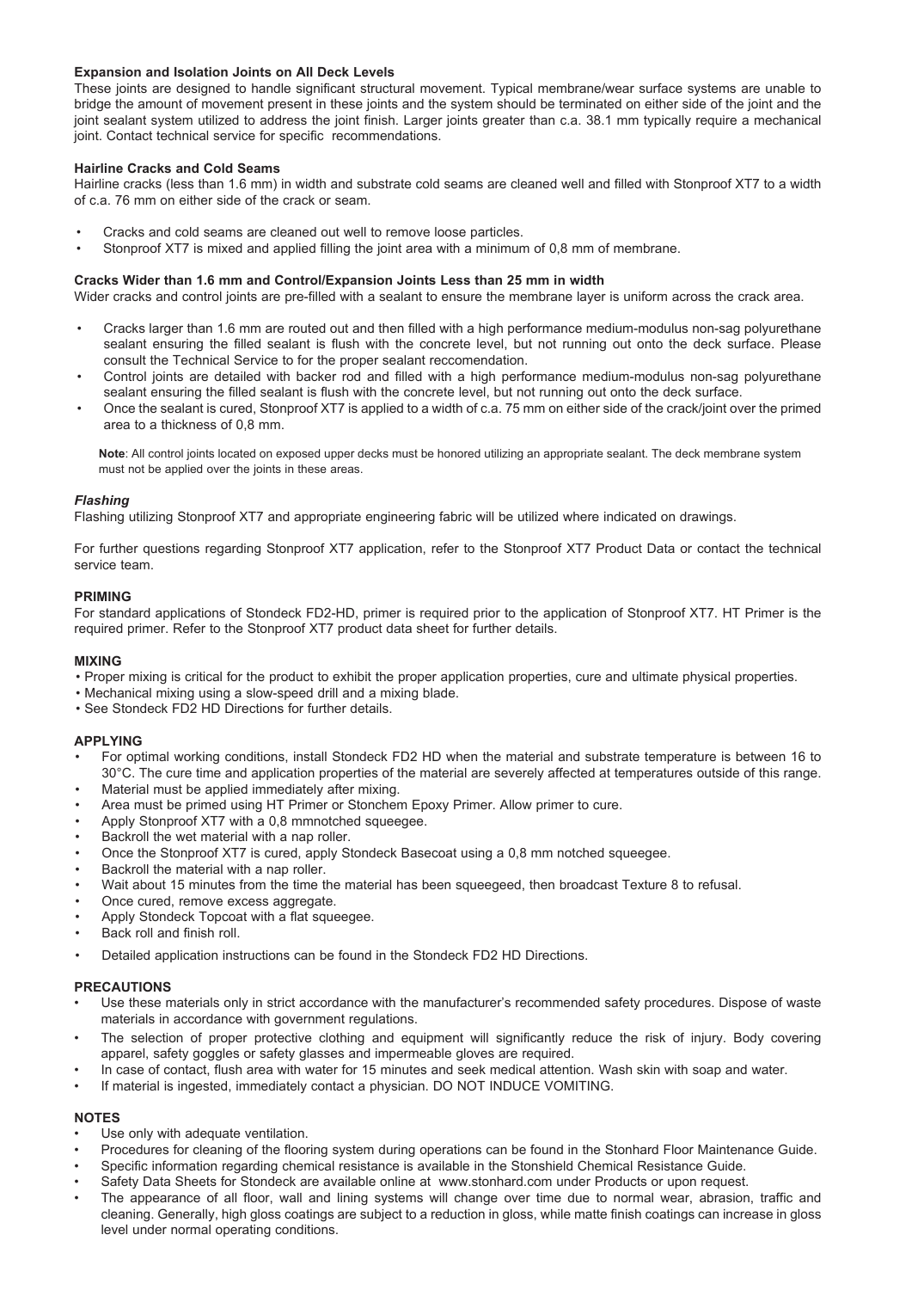**Expansion and Isolation Joints on All Deck Levels**

These joints are designed to handle significant structural movement. Typical membrane/wear surface systems are unable to bridge the amount of movement present in these joints and the system should be terminated on either side of the joint and the joint sealant system utilized to address the joint finish. Larger joints greater than c.a. 38.1 mm typically require a mechanical joint. Contact technical service for specific recommendations.

**Hairline Cracks and Cold Seams**

Hairline cracks (less than 1.6 mm) in width and substrate cold seams are cleaned well and filled with Stonproof XT7 to a width of c.a. 76 mm on either side of the crack or seam.

- Cracks and cold seams are cleaned out well to remove loose particles.
- Stonproof XT7 is mixed and applied filling the joint area with a minimum of 0,8 mm of membrane.

**Cracks Wider than 1.6 mm and Control/Expansion Joints Less than 25 mm in width**

Wider cracks and control joints are pre-filled with a sealant to ensure the membrane layer is uniform across the crack area.

- Cracks larger than 1.6 mm are routed out and then filled with a high performance medium-modulus non-sag polyurethane sealant ensuring the filled sealant is flush with the concrete level, but not running out onto the deck surface. Please consult the Technical Service to for the proper sealant reccomendation.
- Control joints are detailed with backer rod and filled with a high performance medium-modulus non-sag polyurethane sealant ensuring the filled sealant is flush with the concrete level, but not running out onto the deck surface.
- Once the sealant is cured, Stonproof XT7 is applied to a width of c.a. 75 mm on either side of the crack/joint over the primed area to a thickness of 0,8 mm.

**Note**: All control joints located on exposed upper decks must be honored utilizing an appropriate sealant. The deck membrane system must not be applied over the joints in these areas.

***Flashing***

Flashing utilizing Stonproof XT7 and appropriate engineering fabric will be utilized where indicated on drawings.

For further questions regarding Stonproof XT7 application, refer to the Stonproof XT7 Product Data or contact the technical service team.

**PRIMING**

For standard applications of Stondeck FD2-HD, primer is required prior to the application of Stonproof XT7. HT Primer is the required primer. Refer to the Stonproof XT7 product data sheet for further details.

**MIXING**

- Proper mixing is critical for the product to exhibit the proper application properties, cure and ultimate physical properties.
- Mechanical mixing using a slow-speed drill and a mixing blade.
- See Stondeck FD2 HD Directions for further details.

**APPLYING**

- For optimal working conditions, install Stondeck FD2 HD when the material and substrate temperature is between 16 to 30°C. The cure time and application properties of the material are severely affected at temperatures outside of this range.
- Material must be applied immediately after mixing.
- Area must be primed using HT Primer or Stonchem Epoxy Primer. Allow primer to cure.
- Apply Stonproof XT7 with a 0,8 mmnotched squeegee.
- Backroll the wet material with a nap roller.
- Once the Stonproof XT7 is cured, apply Stondeck Basecoat using a 0,8 mm notched squeegee.
- Backroll the material with a nap roller.
- Wait about 15 minutes from the time the material has been squeegeed, then broadcast Texture 8 to refusal.
- Once cured, remove excess aggregate.
- Apply Stondeck Topcoat with a flat squeegee.
- Back roll and finish roll.
- Detailed application instructions can be found in the Stondeck FD2 HD Directions.

**PRECAUTIONS**

- Use these materials only in strict accordance with the manufacturer's recommended safety procedures. Dispose of waste materials in accordance with government regulations.
- The selection of proper protective clothing and equipment will significantly reduce the risk of injury. Body covering apparel, safety goggles or safety glasses and impermeable gloves are required.
- In case of contact, flush area with water for 15 minutes and seek medical attention. Wash skin with soap and water.
- If material is ingested, immediately contact a physician. DO NOT INDUCE VOMITING.

**NOTES**

- Use only with adequate ventilation.
- Procedures for cleaning of the flooring system during operations can be found in the Stonhard Floor Maintenance Guide.
- Specific information regarding chemical resistance is available in the Stonshield Chemical Resistance Guide.
- Safety Data Sheets for Stondeck are available online at www.stonhard.com under Products or upon request.
- The appearance of all floor, wall and lining systems will change over time due to normal wear, abrasion, traffic and cleaning. Generally, high gloss coatings are subject to a reduction in gloss, while matte finish coatings can increase in gloss level under normal operating conditions.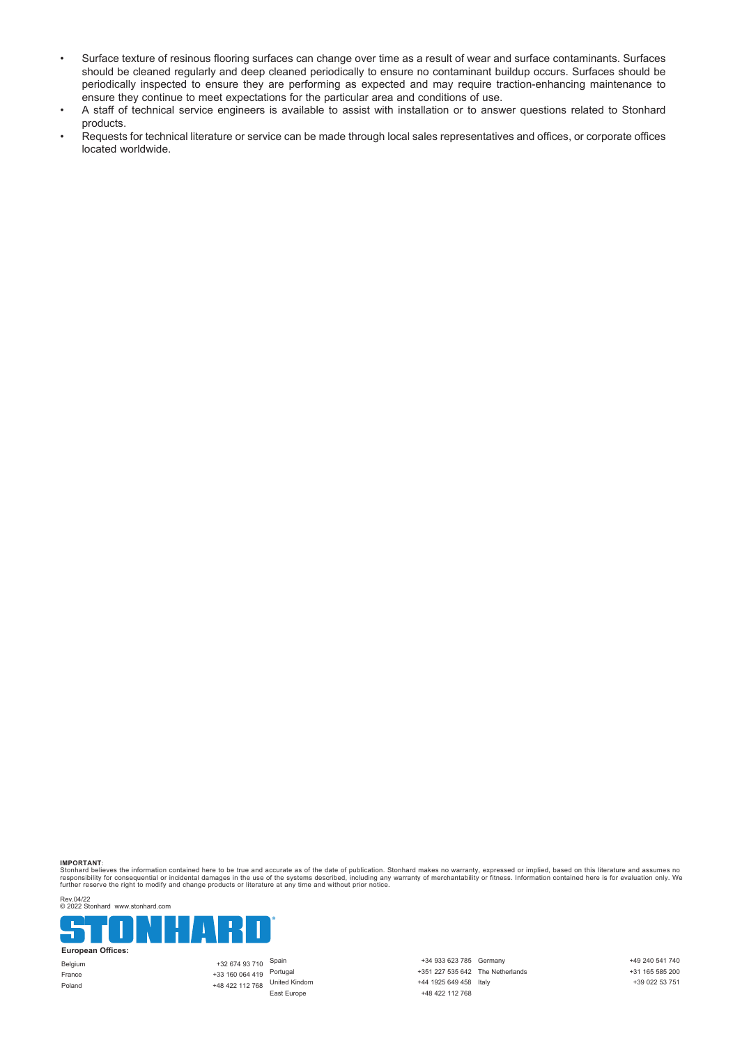- Surface texture of resinous flooring surfaces can change over time as a result of wear and surface contaminants. Surfaces should be cleaned regularly and deep cleaned periodically to ensure no contaminant buildup occurs. Surfaces should be periodically inspected to ensure they are performing as expected and may require traction-enhancing maintenance to ensure they continue to meet expectations for the particular area and conditions of use.
- A staff of technical service engineers is available to assist with installation or to answer questions related to Stonhard products.
- Requests for technical literature or service can be made through local sales representatives and offices, or corporate offices located worldwide.

**IMPORTANT**:
Stonhard believes the information contained here to be true and accurate as of the date of publication. Stonhard makes no warranty, expressed or implied, based on this literature and assumes no responsibility for consequential or incidental damages in the use of the systems described, including any warranty of merchantability or fitness. Information contained here is for evaluation only. We further reserve the right to modify and change products or literature at any time and without prior notice.

Rev.04/22
© 2022 Stonhard www.stonhard.com

STONHARD

**European Offices:**

| | | | | | |
|---|---|---|---|---|---|
| Belgium | +32 674 93 710 | Spain | +34 933 623 785 | Germany | +49 240 541 740 |
| France | +33 160 064 419 | Portugal | +351 227 535 642 | The Netherlands | +31 165 585 200 |
| Poland | +48 422 112 768 | United Kindom | +44 1925 649 458 | Italy | +39 022 53 751 |
| | | East Europe | +48 422 112 768 | | |